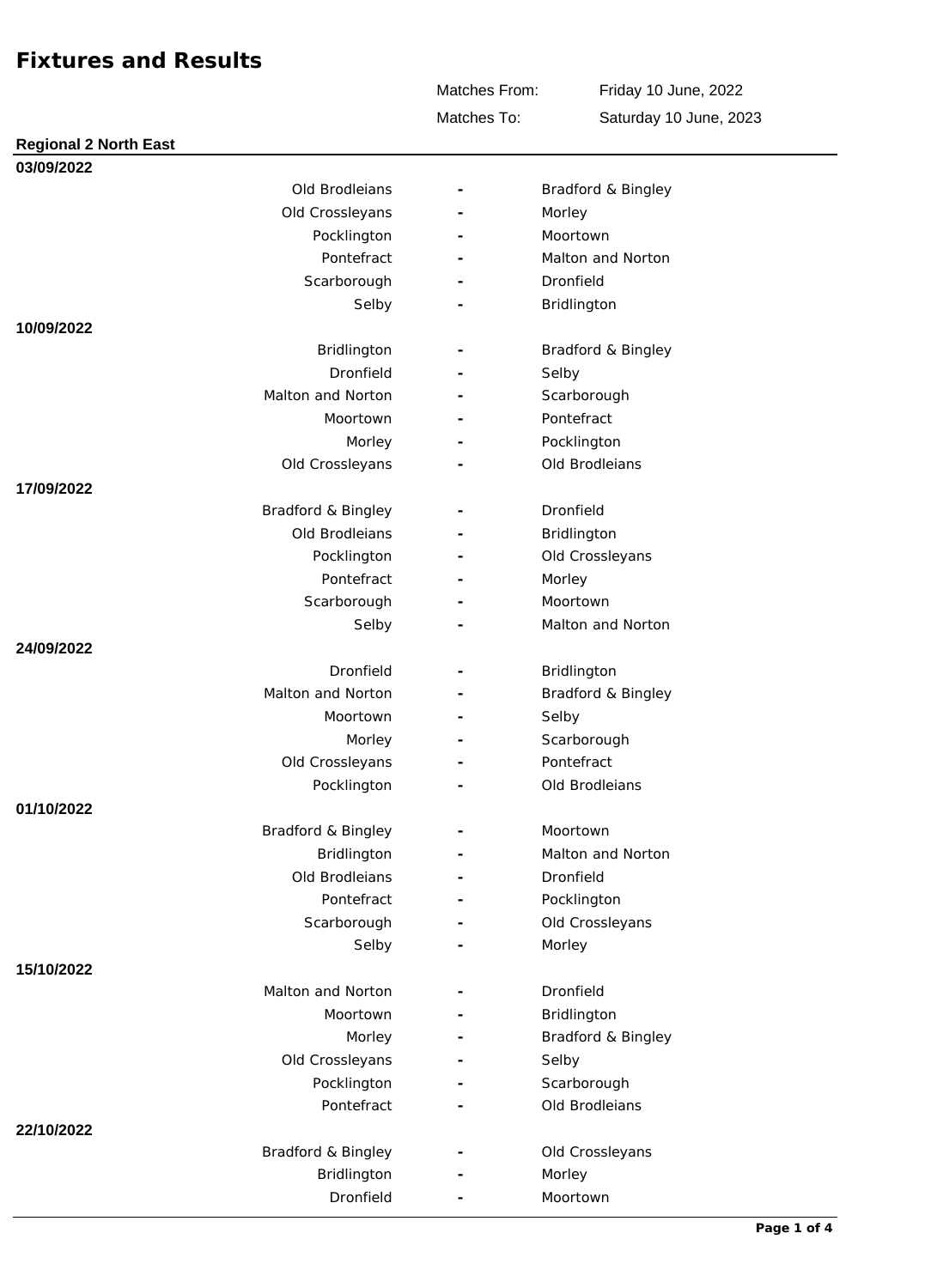# Fixtures and Results

Matches From: Friday 10 June, 2022

Matches To: Saturday 10 June, 2023

## Regional 2 North East

### 03/09/2022

| Home | | Away |
|---|---|---|
| Old Brodleians | - | Bradford & Bingley |
| Old Crossleyans | - | Morley |
| Pocklington | - | Moortown |
| Pontefract | - | Malton and Norton |
| Scarborough | - | Dronfield |
| Selby | - | Bridlington |

### 10/09/2022

| Home | | Away |
|---|---|---|
| Bridlington | - | Bradford & Bingley |
| Dronfield | - | Selby |
| Malton and Norton | - | Scarborough |
| Moortown | - | Pontefract |
| Morley | - | Pocklington |
| Old Crossleyans | - | Old Brodleians |

### 17/09/2022

| Home | | Away |
|---|---|---|
| Bradford & Bingley | - | Dronfield |
| Old Brodleians | - | Bridlington |
| Pocklington | - | Old Crossleyans |
| Pontefract | - | Morley |
| Scarborough | - | Moortown |
| Selby | - | Malton and Norton |

### 24/09/2022

| Home | | Away |
|---|---|---|
| Dronfield | - | Bridlington |
| Malton and Norton | - | Bradford & Bingley |
| Moortown | - | Selby |
| Morley | - | Scarborough |
| Old Crossleyans | - | Pontefract |
| Pocklington | - | Old Brodleians |

### 01/10/2022

| Home | | Away |
|---|---|---|
| Bradford & Bingley | - | Moortown |
| Bridlington | - | Malton and Norton |
| Old Brodleians | - | Dronfield |
| Pontefract | - | Pocklington |
| Scarborough | - | Old Crossleyans |
| Selby | - | Morley |

### 15/10/2022

| Home | | Away |
|---|---|---|
| Malton and Norton | - | Dronfield |
| Moortown | - | Bridlington |
| Morley | - | Bradford & Bingley |
| Old Crossleyans | - | Selby |
| Pocklington | - | Scarborough |
| Pontefract | - | Old Brodleians |

### 22/10/2022

| Home | | Away |
|---|---|---|
| Bradford & Bingley | - | Old Crossleyans |
| Bridlington | - | Morley |
| Dronfield | - | Moortown |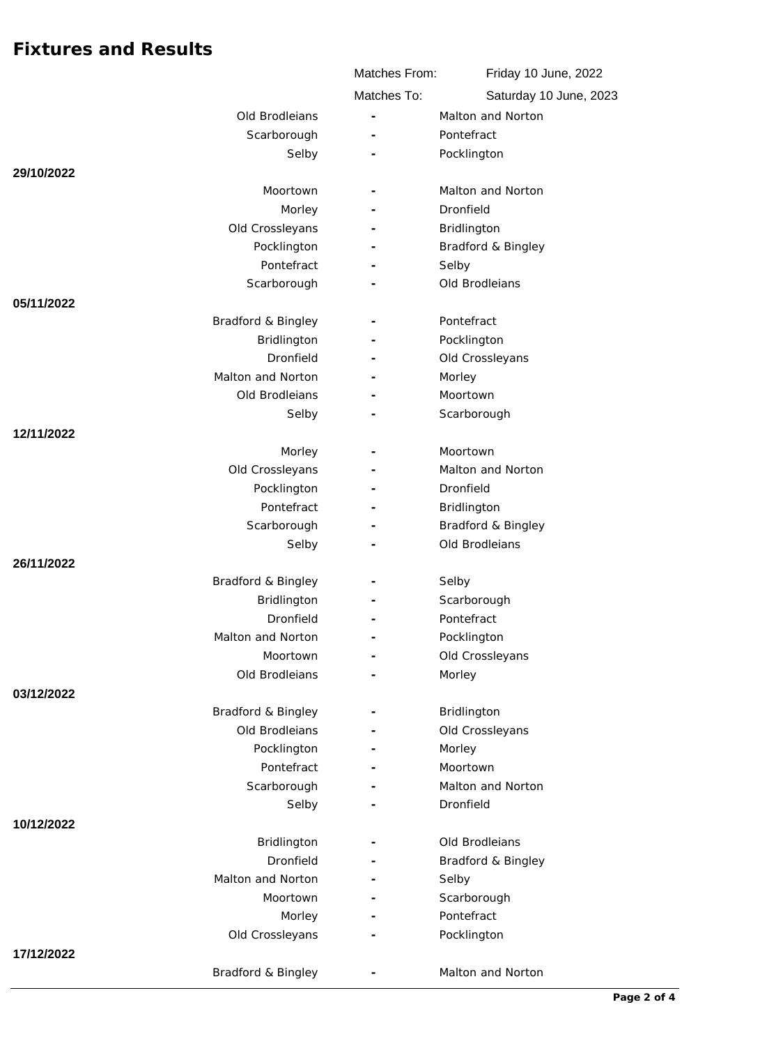# Fixtures and Results

| | | | |
|---|---|---|---|
| | Matches From: | Friday 10 June, 2022 | |
| | Matches To: | Saturday 10 June, 2023 | |
| | Old Brodleians | - | Malton and Norton |
| | Scarborough | - | Pontefract |
| | Selby | - | Pocklington |
| **29/10/2022** | | | |
| | Moortown | - | Malton and Norton |
| | Morley | - | Dronfield |
| | Old Crossleyans | - | Bridlington |
| | Pocklington | - | Bradford & Bingley |
| | Pontefract | - | Selby |
| | Scarborough | - | Old Brodleians |
| **05/11/2022** | | | |
| | Bradford & Bingley | - | Pontefract |
| | Bridlington | - | Pocklington |
| | Dronfield | - | Old Crossleyans |
| | Malton and Norton | - | Morley |
| | Old Brodleians | - | Moortown |
| | Selby | - | Scarborough |
| **12/11/2022** | | | |
| | Morley | - | Moortown |
| | Old Crossleyans | - | Malton and Norton |
| | Pocklington | - | Dronfield |
| | Pontefract | - | Bridlington |
| | Scarborough | - | Bradford & Bingley |
| | Selby | - | Old Brodleians |
| **26/11/2022** | | | |
| | Bradford & Bingley | - | Selby |
| | Bridlington | - | Scarborough |
| | Dronfield | - | Pontefract |
| | Malton and Norton | - | Pocklington |
| | Moortown | - | Old Crossleyans |
| | Old Brodleians | - | Morley |
| **03/12/2022** | | | |
| | Bradford & Bingley | - | Bridlington |
| | Old Brodleians | - | Old Crossleyans |
| | Pocklington | - | Morley |
| | Pontefract | - | Moortown |
| | Scarborough | - | Malton and Norton |
| | Selby | - | Dronfield |
| **10/12/2022** | | | |
| | Bridlington | - | Old Brodleians |
| | Dronfield | - | Bradford & Bingley |
| | Malton and Norton | - | Selby |
| | Moortown | - | Scarborough |
| | Morley | - | Pontefract |
| | Old Crossleyans | - | Pocklington |
| **17/12/2022** | | | |
| | Bradford & Bingley | - | Malton and Norton |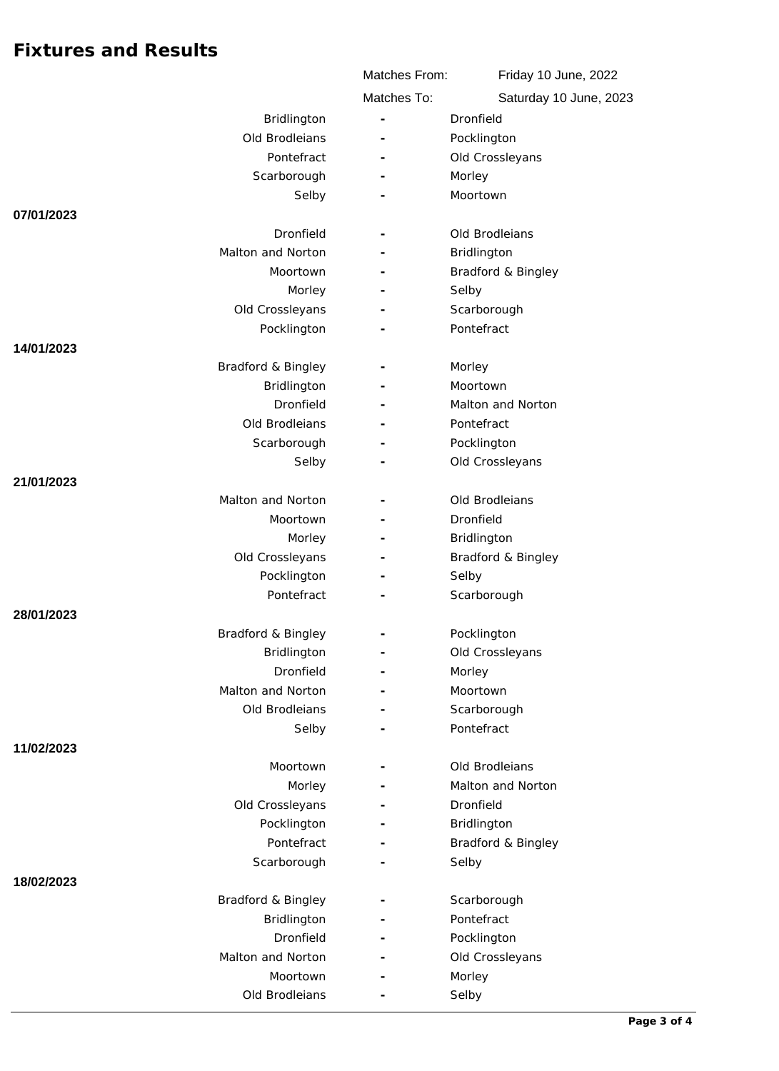# Fixtures and Results

| | | | |
|---|---|---|---|
| | Matches From: | Friday 10 June, 2022 | |
| | Matches To: | Saturday 10 June, 2023 | |
| | Bridlington | - | Dronfield |
| | Old Brodleians | - | Pocklington |
| | Pontefract | - | Old Crossleyans |
| | Scarborough | - | Morley |
| | Selby | - | Moortown |
| **07/01/2023** | | | |
| | Dronfield | - | Old Brodleians |
| | Malton and Norton | - | Bridlington |
| | Moortown | - | Bradford & Bingley |
| | Morley | - | Selby |
| | Old Crossleyans | - | Scarborough |
| | Pocklington | - | Pontefract |
| **14/01/2023** | | | |
| | Bradford & Bingley | - | Morley |
| | Bridlington | - | Moortown |
| | Dronfield | - | Malton and Norton |
| | Old Brodleians | - | Pontefract |
| | Scarborough | - | Pocklington |
| | Selby | - | Old Crossleyans |
| **21/01/2023** | | | |
| | Malton and Norton | - | Old Brodleians |
| | Moortown | - | Dronfield |
| | Morley | - | Bridlington |
| | Old Crossleyans | - | Bradford & Bingley |
| | Pocklington | - | Selby |
| | Pontefract | - | Scarborough |
| **28/01/2023** | | | |
| | Bradford & Bingley | - | Pocklington |
| | Bridlington | - | Old Crossleyans |
| | Dronfield | - | Morley |
| | Malton and Norton | - | Moortown |
| | Old Brodleians | - | Scarborough |
| | Selby | - | Pontefract |
| **11/02/2023** | | | |
| | Moortown | - | Old Brodleians |
| | Morley | - | Malton and Norton |
| | Old Crossleyans | - | Dronfield |
| | Pocklington | - | Bridlington |
| | Pontefract | - | Bradford & Bingley |
| | Scarborough | - | Selby |
| **18/02/2023** | | | |
| | Bradford & Bingley | - | Scarborough |
| | Bridlington | - | Pontefract |
| | Dronfield | - | Pocklington |
| | Malton and Norton | - | Old Crossleyans |
| | Moortown | - | Morley |
| | Old Brodleians | - | Selby |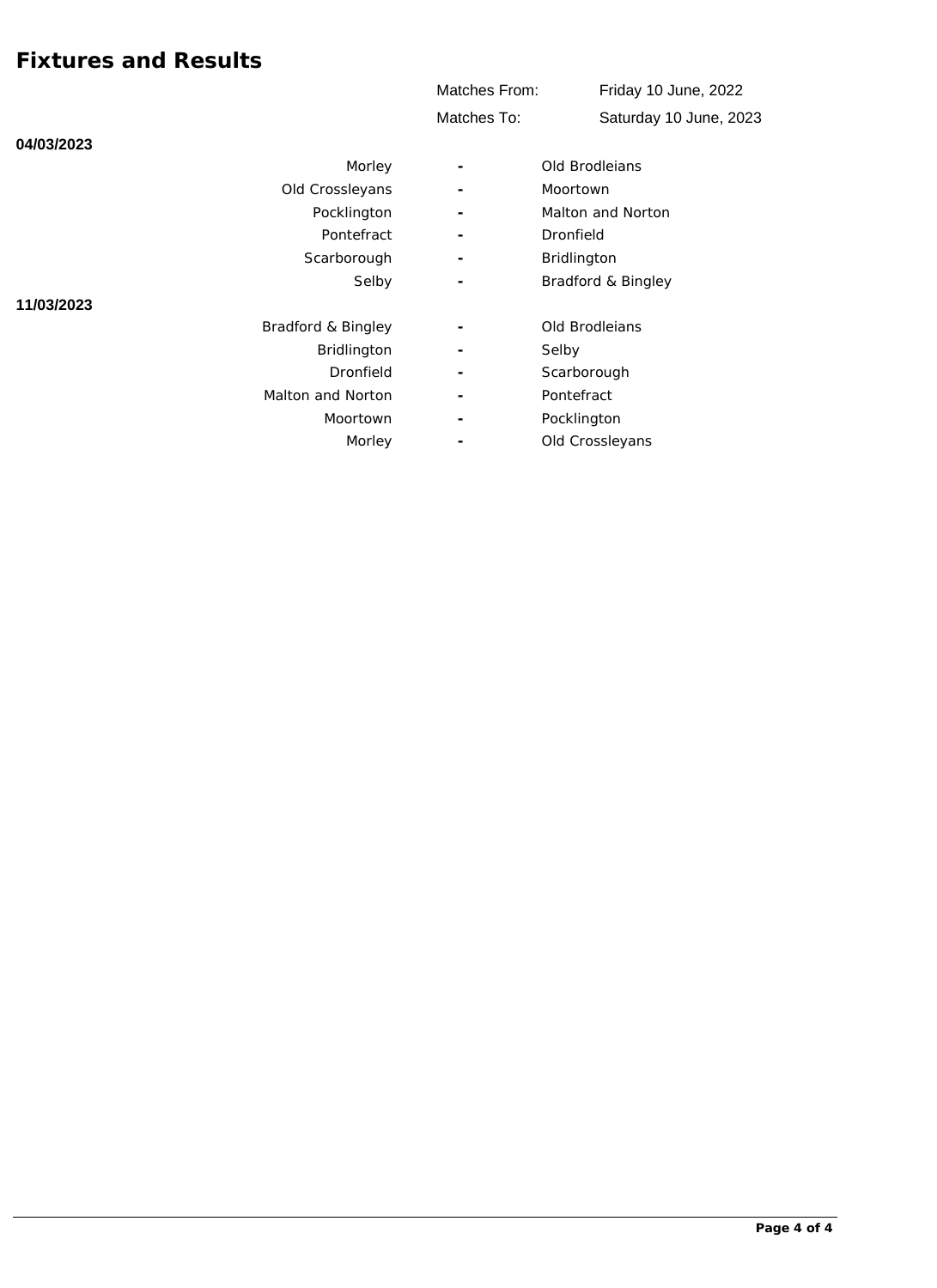# Fixtures and Results

| | |
|---|---|
| Matches From: | Friday 10 June, 2022 |
| Matches To: | Saturday 10 June, 2023 |

**04/03/2023**

| | | |
|---|---|---|
| Morley | - | Old Brodleians |
| Old Crossleyans | - | Moortown |
| Pocklington | - | Malton and Norton |
| Pontefract | - | Dronfield |
| Scarborough | - | Bridlington |
| Selby | - | Bradford & Bingley |

**11/03/2023**

| | | |
|---|---|---|
| Bradford & Bingley | - | Old Brodleians |
| Bridlington | - | Selby |
| Dronfield | - | Scarborough |
| Malton and Norton | - | Pontefract |
| Moortown | - | Pocklington |
| Morley | - | Old Crossleyans |